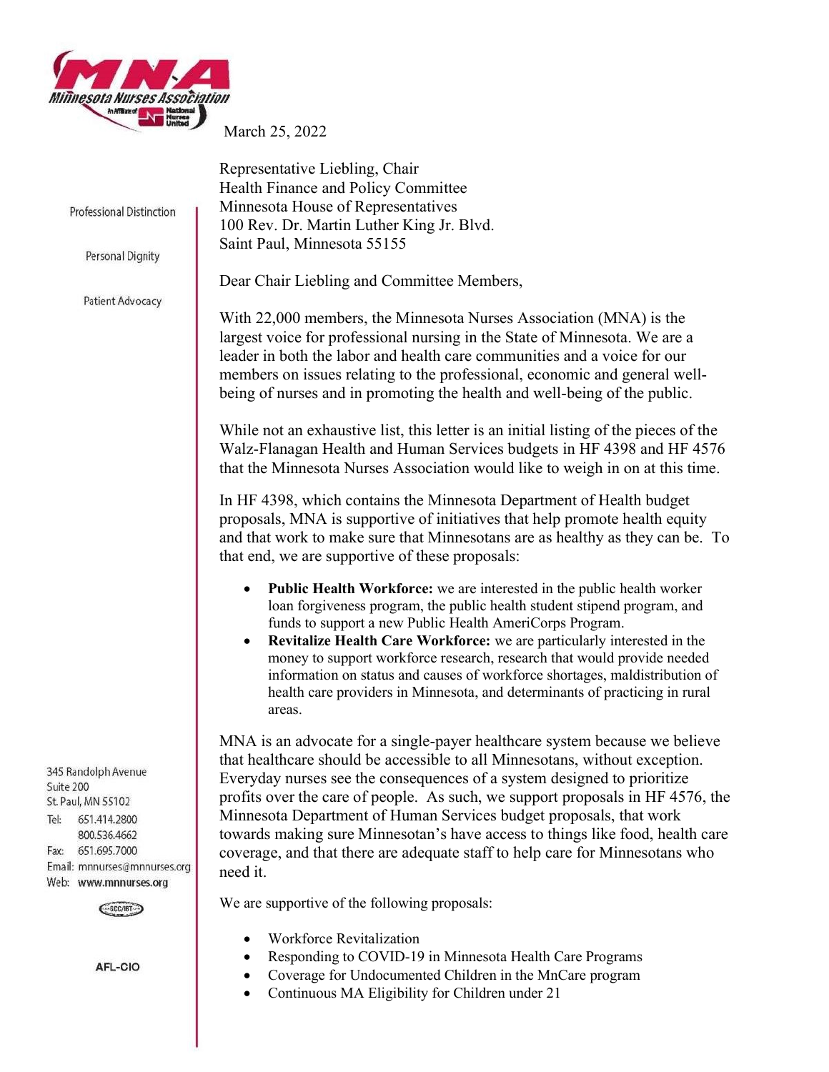**Minnesota Nurses Association**
An Affiliate of National Nurses United

Professional Distinction

Personal Dignity

Patient Advocacy

345 Randolph Avenue
Suite 200
St. Paul, MN 55102
Tel: 651.414.2800
800.536.4662
Fax: 651.695.7000
Email: mnnurses@mnnurses.org
Web: www.mnnurses.org

AFL-CIO

March 25, 2022

Representative Liebling, Chair
Health Finance and Policy Committee
Minnesota House of Representatives
100 Rev. Dr. Martin Luther King Jr. Blvd.
Saint Paul, Minnesota 55155

Dear Chair Liebling and Committee Members,

With 22,000 members, the Minnesota Nurses Association (MNA) is the largest voice for professional nursing in the State of Minnesota. We are a leader in both the labor and health care communities and a voice for our members on issues relating to the professional, economic and general well-being of nurses and in promoting the health and well-being of the public.

While not an exhaustive list, this letter is an initial listing of the pieces of the Walz-Flanagan Health and Human Services budgets in HF 4398 and HF 4576 that the Minnesota Nurses Association would like to weigh in on at this time.

In HF 4398, which contains the Minnesota Department of Health budget proposals, MNA is supportive of initiatives that help promote health equity and that work to make sure that Minnesotans are as healthy as they can be. To that end, we are supportive of these proposals:

- **Public Health Workforce:** we are interested in the public health worker loan forgiveness program, the public health student stipend program, and funds to support a new Public Health AmeriCorps Program.
- **Revitalize Health Care Workforce:** we are particularly interested in the money to support workforce research, research that would provide needed information on status and causes of workforce shortages, maldistribution of health care providers in Minnesota, and determinants of practicing in rural areas.

MNA is an advocate for a single-payer healthcare system because we believe that healthcare should be accessible to all Minnesotans, without exception. Everyday nurses see the consequences of a system designed to prioritize profits over the care of people. As such, we support proposals in HF 4576, the Minnesota Department of Human Services budget proposals, that work towards making sure Minnesotan's have access to things like food, health care coverage, and that there are adequate staff to help care for Minnesotans who need it.

We are supportive of the following proposals:

- Workforce Revitalization
- Responding to COVID-19 in Minnesota Health Care Programs
- Coverage for Undocumented Children in the MnCare program
- Continuous MA Eligibility for Children under 21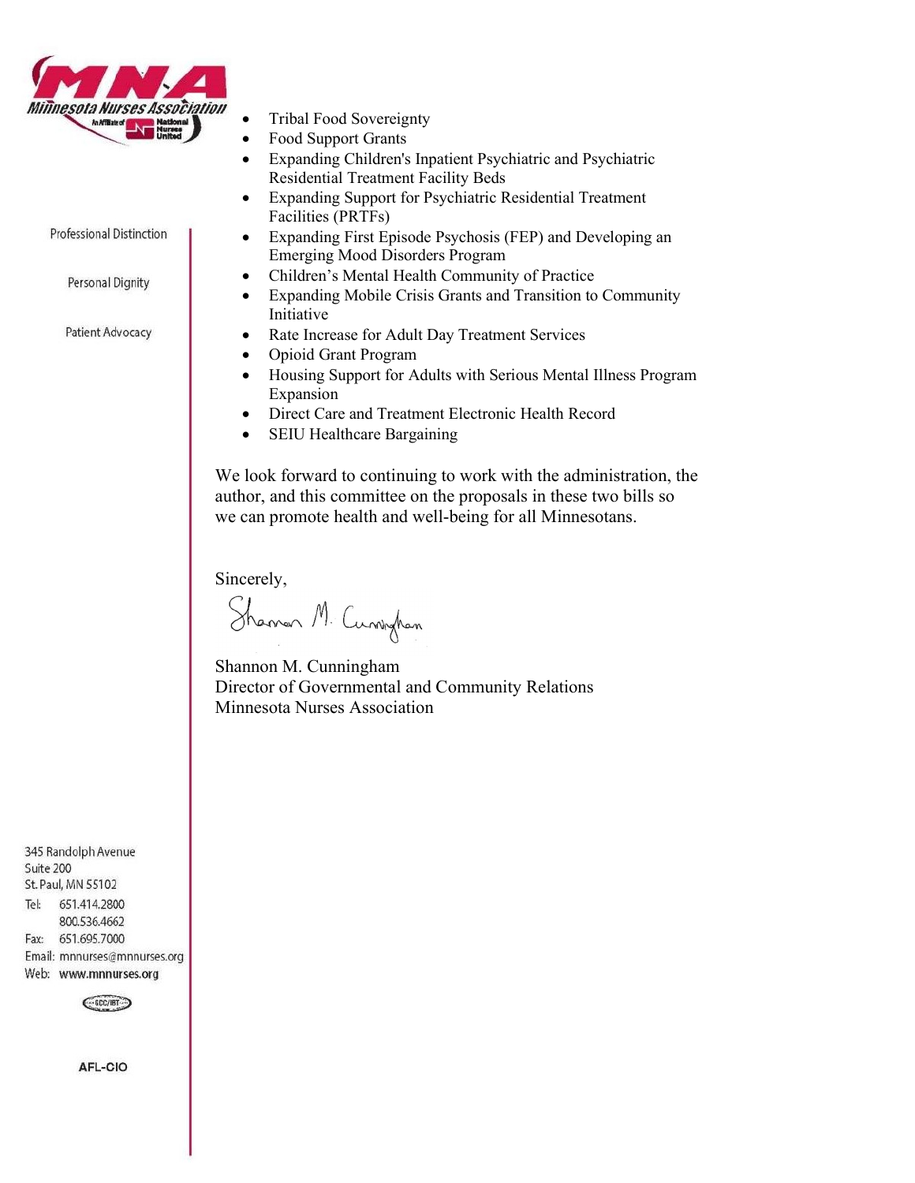- Tribal Food Sovereignty
- Food Support Grants
- Expanding Children's Inpatient Psychiatric and Psychiatric Residential Treatment Facility Beds
- Expanding Support for Psychiatric Residential Treatment Facilities (PRTFs)
- Expanding First Episode Psychosis (FEP) and Developing an Emerging Mood Disorders Program
- Children's Mental Health Community of Practice
- Expanding Mobile Crisis Grants and Transition to Community Initiative
- Rate Increase for Adult Day Treatment Services
- Opioid Grant Program
- Housing Support for Adults with Serious Mental Illness Program Expansion
- Direct Care and Treatment Electronic Health Record
- SEIU Healthcare Bargaining

We look forward to continuing to work with the administration, the author, and this committee on the proposals in these two bills so we can promote health and well-being for all Minnesotans.

Sincerely,

Shannon M. Cunningham

Shannon M. Cunningham
Director of Governmental and Community Relations
Minnesota Nurses Association

Professional Distinction

Personal Dignity

Patient Advocacy

345 Randolph Avenue
Suite 200
St. Paul, MN 55102
Tel: 651.414.2800
800.536.4662
Fax: 651.695.7000
Email: mnnurses@mnnurses.org
Web: www.mnnurses.org

AFL-CIO